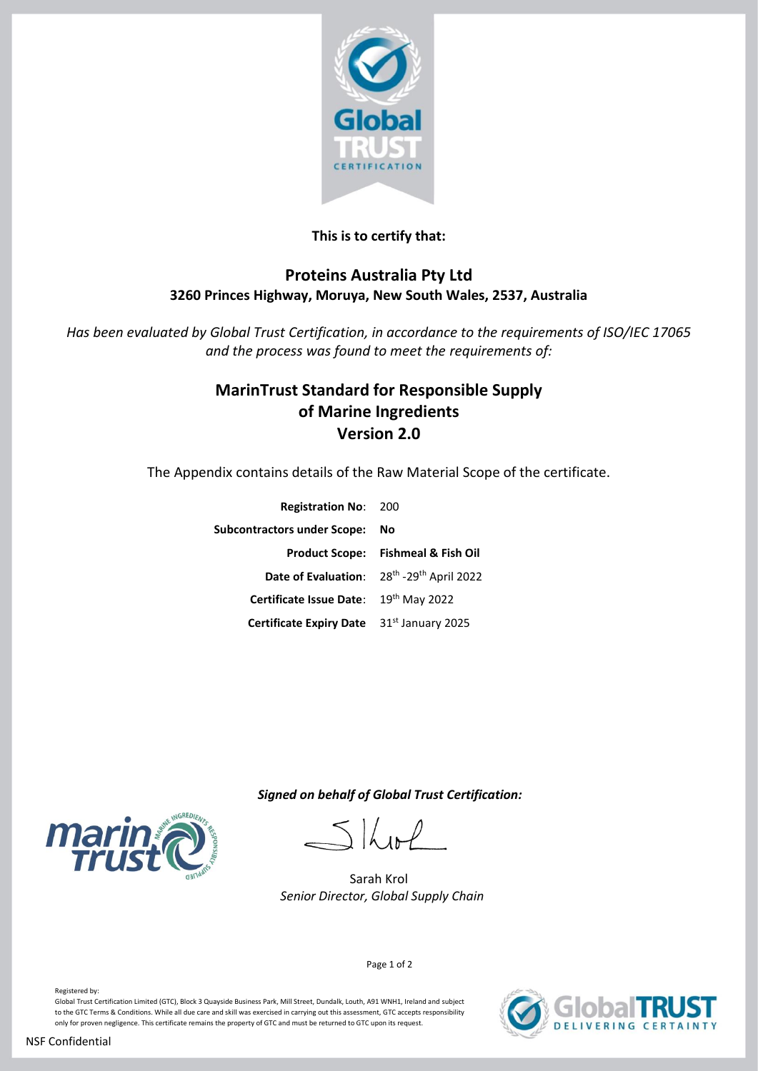**This is to certify that:**

## Proteins Australia Pty Ltd

**3260 Princes Highway, Moruya, New South Wales, 2537, Australia**

*Has been evaluated by Global Trust Certification, in accordance to the requirements of ISO/IEC 17065 and the process was found to meet the requirements of:*

## MarinTrust Standard for Responsible Supply of Marine Ingredients Version 2.0

The Appendix contains details of the Raw Material Scope of the certificate.

| | |
|---|---|
| **Registration No**: | 200 |
| **Subcontractors under Scope:** | **No** |
| **Product Scope:** | **Fishmeal & Fish Oil** |
| **Date of Evaluation**: | 28th -29th April 2022 |
| **Certificate Issue Date**: | 19th May 2022 |
| **Certificate Expiry Date** | 31st January 2025 |

***Signed on behalf of Global Trust Certification:***

Sarah Krol
*Senior Director, Global Supply Chain*

Registered by:
Global Trust Certification Limited (GTC), Block 3 Quayside Business Park, Mill Street, Dundalk, Louth, A91 WNH1, Ireland and subject to the GTC Terms & Conditions. While all due care and skill was exercised in carrying out this assessment, GTC accepts responsibility only for proven negligence. This certificate remains the property of GTC and must be returned to GTC upon its request.

NSF Confidential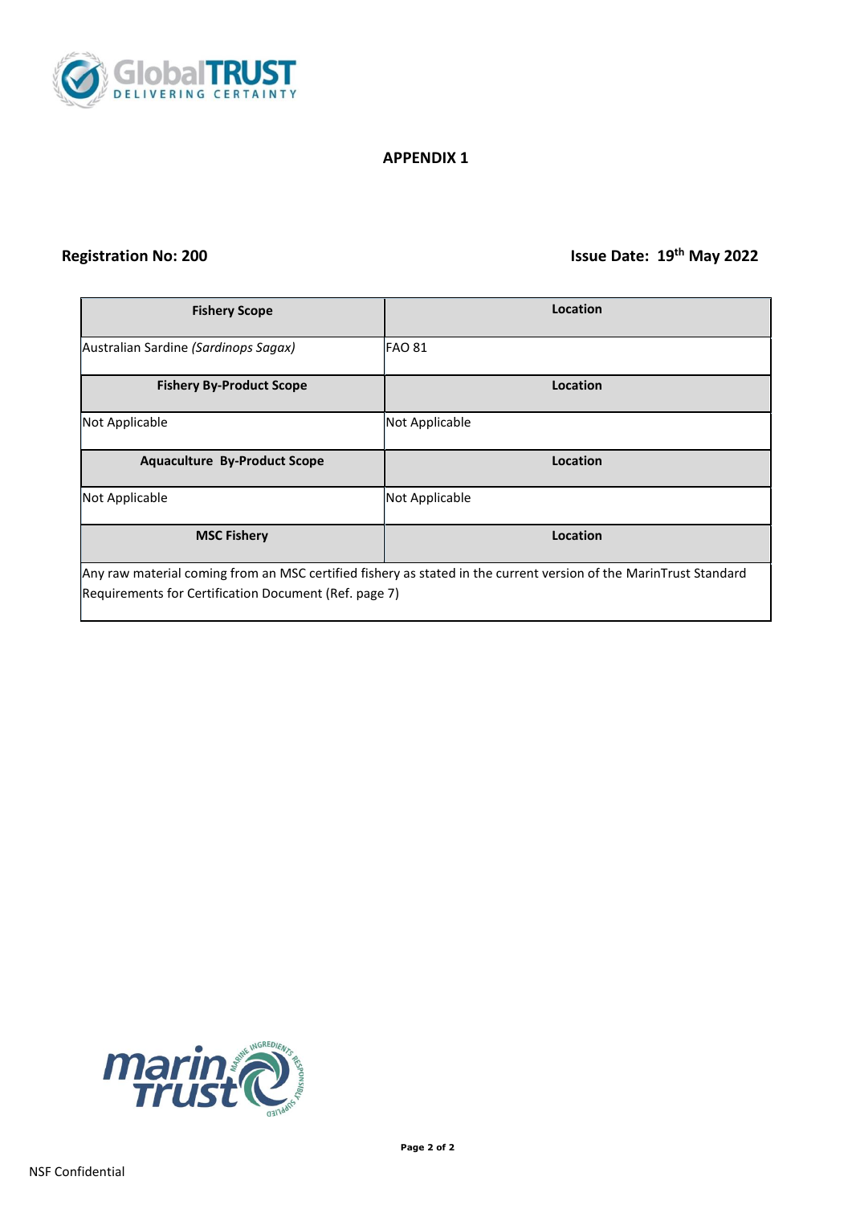## APPENDIX 1

**Registration No: 200** **Issue Date: 19th May 2022**

| Fishery Scope | Location |
|---|---|
| Australian Sardine *(Sardinops Sagax)* | FAO 81 |
| **Fishery By-Product Scope** | **Location** |
| Not Applicable | Not Applicable |
| **Aquaculture By-Product Scope** | **Location** |
| Not Applicable | Not Applicable |
| **MSC Fishery** | **Location** |
| Any raw material coming from an MSC certified fishery as stated in the current version of the MarinTrust Standard Requirements for Certification Document (Ref. page 7) | |

NSF Confidential